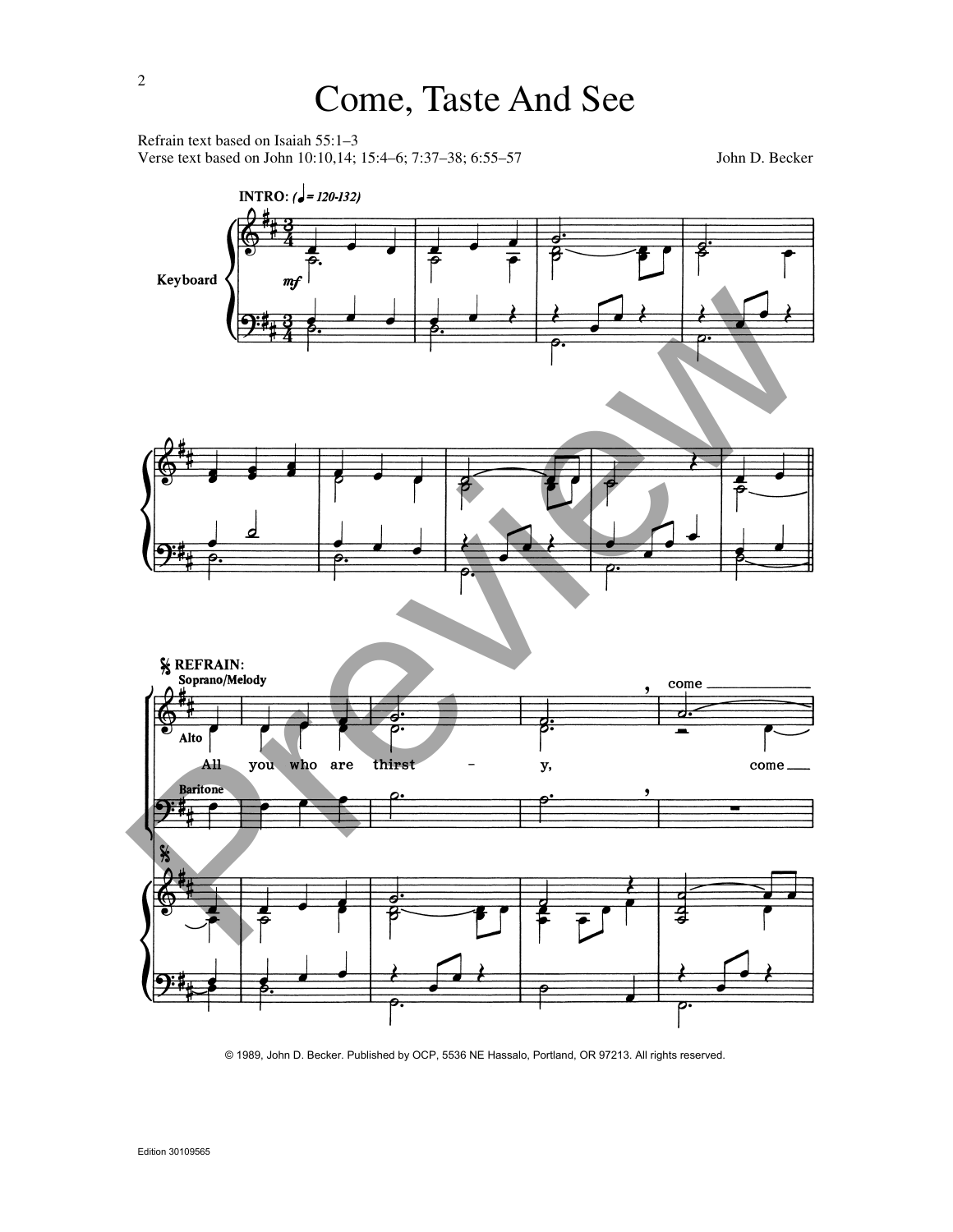# Come, Taste And See

Refrain text based on Isaiah 55:1–3
Verse text based on John 10:10,14; 15:4–6; 7:37–38; 6:55–57

John D. Becker

INTRO: (♩ = 120-132)

Keyboard

*mf*

REFRAIN:

Soprano/Melody

Alto

All you who are thirst - y, come

come

Baritone

© 1989, John D. Becker. Published by OCP, 5536 NE Hassalo, Portland, OR 97213. All rights reserved.

Edition 30109565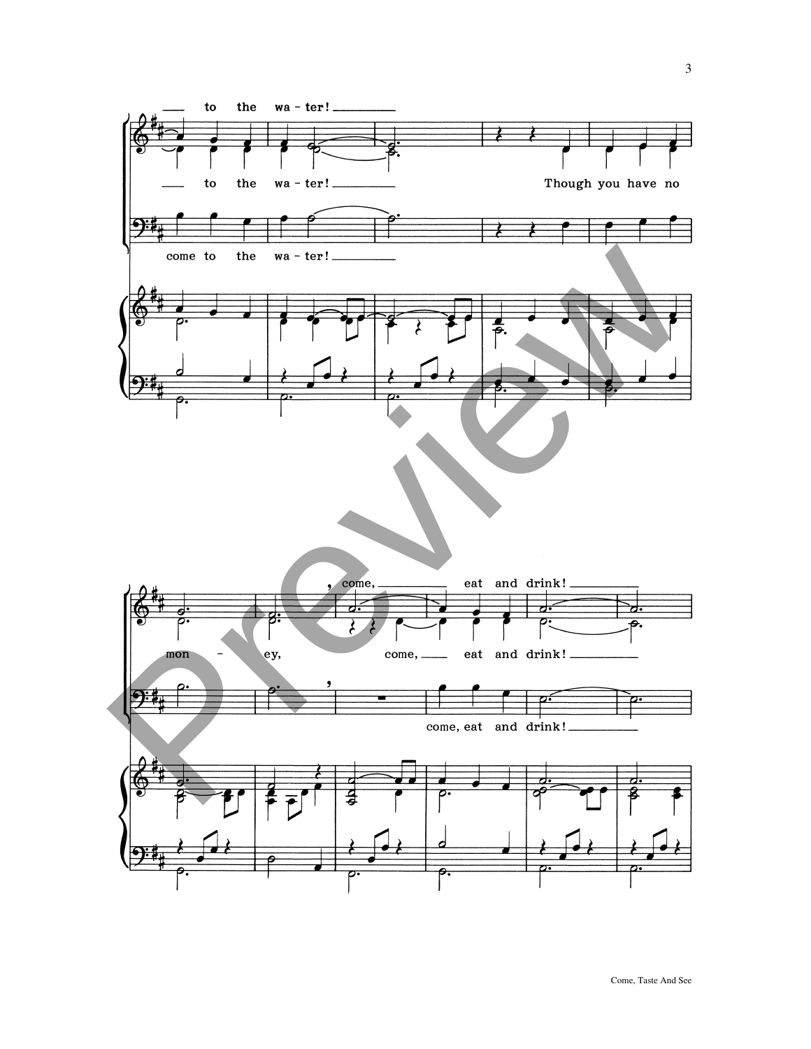to the wa - ter!

to the wa - ter! Though you have no

come to the wa - ter!

come, eat and drink!

mon - ey, come, eat and drink!

come, eat and drink!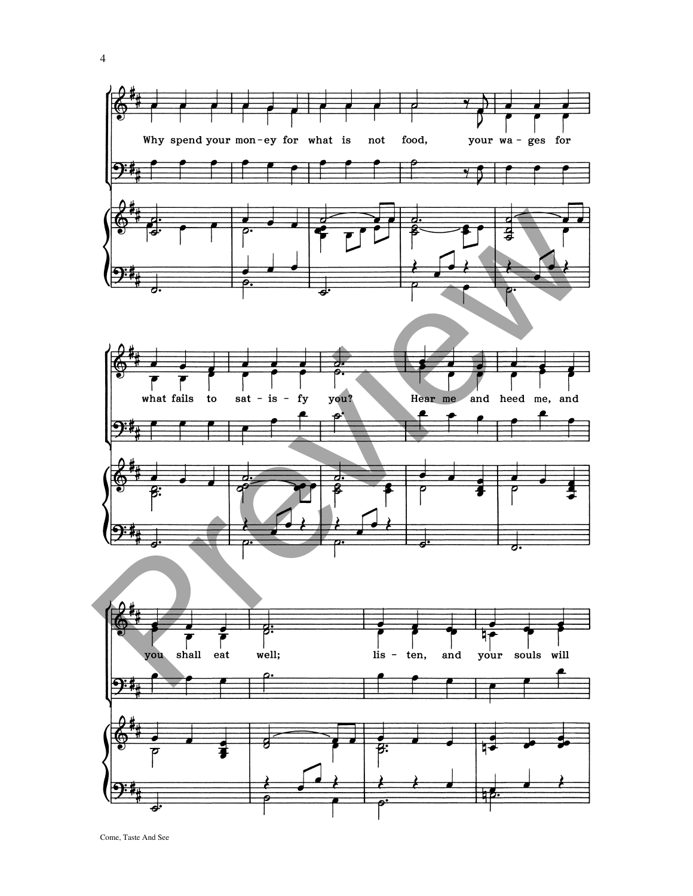Why spend your mon - ey for what is not food, your wa - ges for

what fails to sat - is - fy you? Hear me and heed me, and

you shall eat well; lis - ten, and your souls will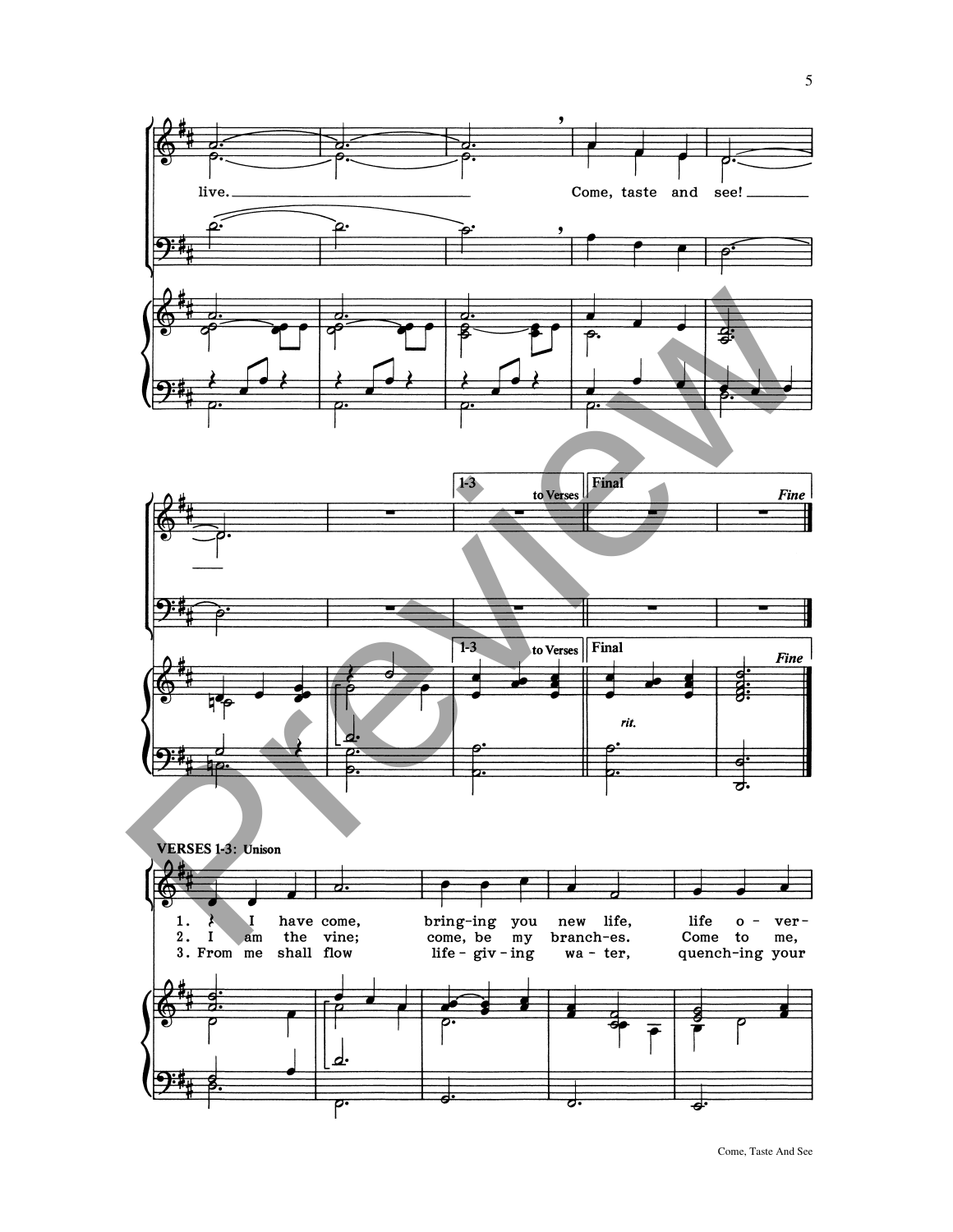live. Come, taste and see!

1-3 to Verses

Final

*Fine*

*rit.*

**VERSES 1-3: Unison**

1. I have come, bring-ing you new life, life o - ver-
2. I am the vine; come, be my branch-es. Come to me,
3. From me shall flow life - giv - ing wa - ter, quench-ing your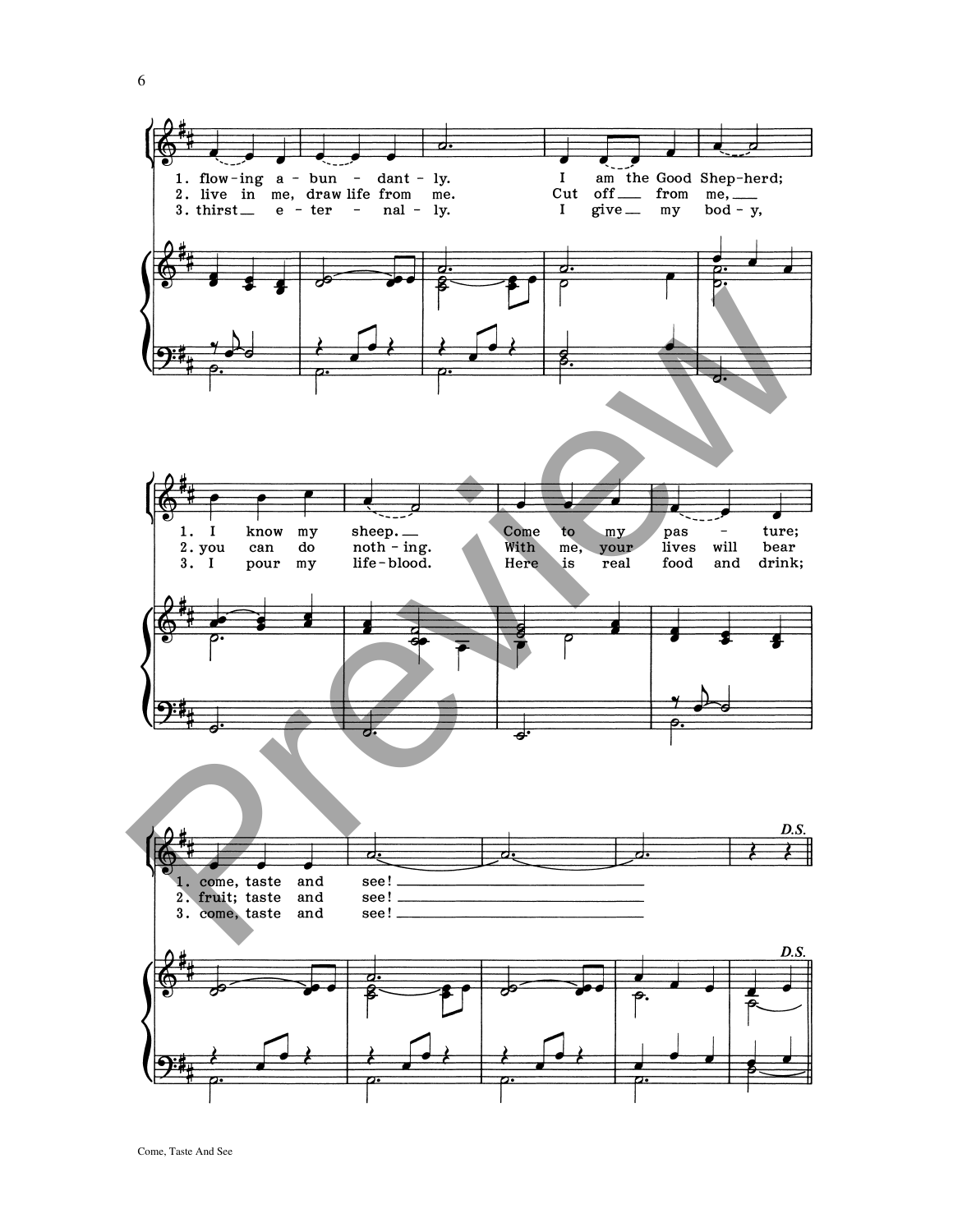1. flow-ing a-bun-dant-ly. I am the Good Shep-herd;
2. live in me, draw life from me. Cut off from me,
3. thirst e-ter-nal-ly. I give my bod-y,

1. I know my sheep. Come to my pas-ture;
2. you can do noth-ing. With me, your lives will bear
3. I pour my life-blood. Here is real food and drink;

1. come, taste and see!
2. fruit; taste and see!
3. come, taste and see!

*D.S.*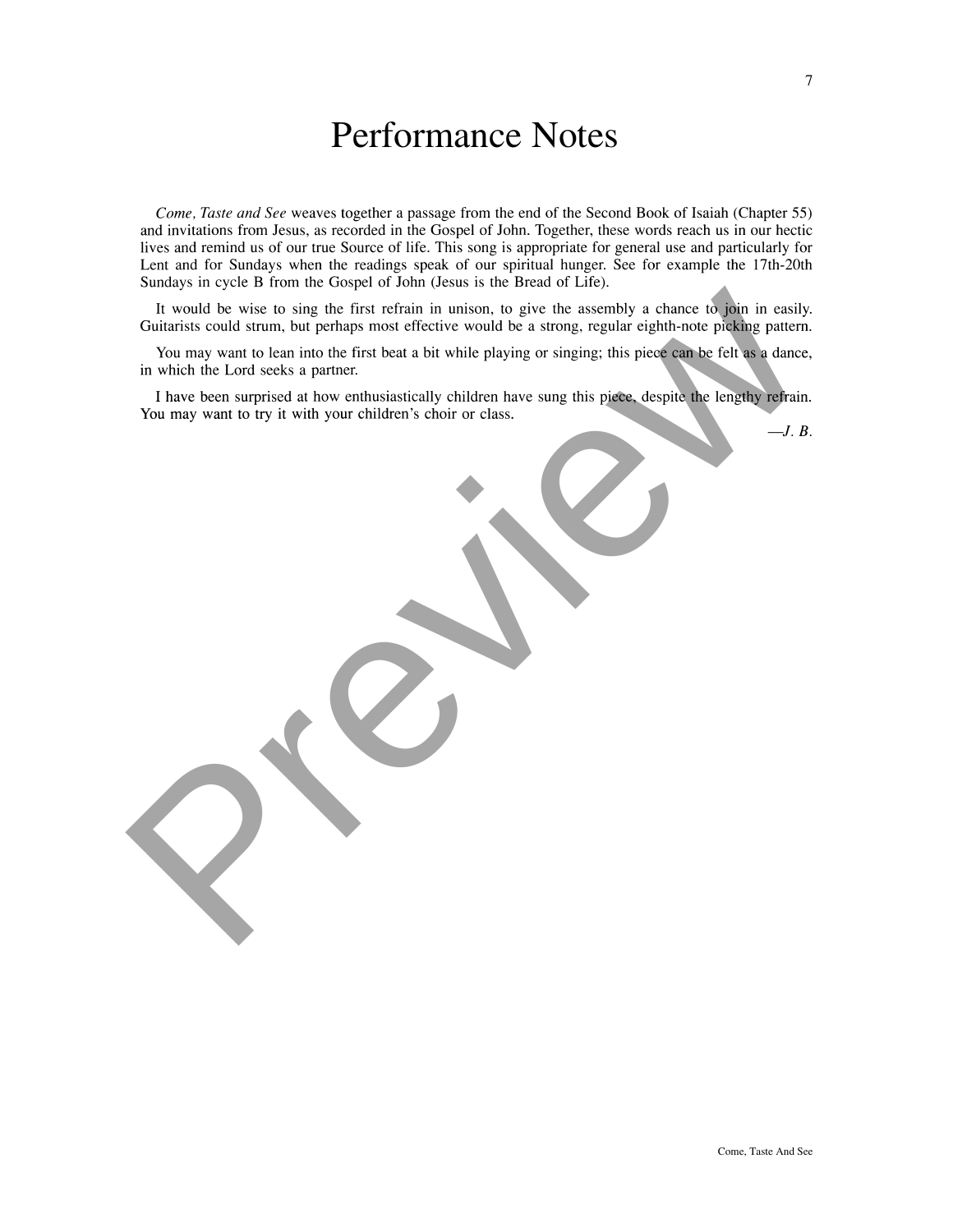# Performance Notes

*Come, Taste and See* weaves together a passage from the end of the Second Book of Isaiah (Chapter 55) and invitations from Jesus, as recorded in the Gospel of John. Together, these words reach us in our hectic lives and remind us of our true Source of life. This song is appropriate for general use and particularly for Lent and for Sundays when the readings speak of our spiritual hunger. See for example the 17th-20th Sundays in cycle B from the Gospel of John (Jesus is the Bread of Life).

It would be wise to sing the first refrain in unison, to give the assembly a chance to join in easily. Guitarists could strum, but perhaps most effective would be a strong, regular eighth-note picking pattern.

You may want to lean into the first beat a bit while playing or singing; this piece can be felt as a dance, in which the Lord seeks a partner.

I have been surprised at how enthusiastically children have sung this piece, despite the lengthy refrain. You may want to try it with your children's choir or class.

*—J. B.*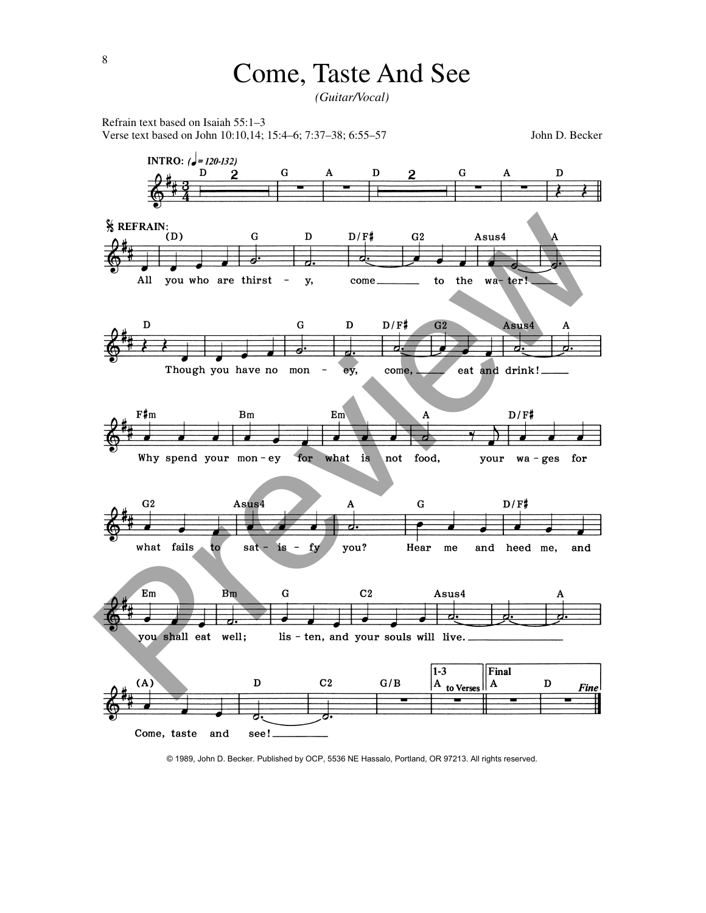# Come, Taste And See

*(Guitar/Vocal)*

Refrain text based on Isaiah 55:1–3
Verse text based on John 10:10,14; 15:4–6; 7:37–38; 6:55–57

John D. Becker

**INTRO:** (♩= 120-132)

D G A D G A D

**REFRAIN:**

(D) G D D/F♯ G2 Asus4 A

All you who are thirst - y, come to the wa-ter!

D G D D/F♯ G2 Asus4 A

Though you have no mon - ey, come, eat and drink!

F♯m Bm Em A D/F♯

Why spend your mon-ey for what is not food, your wa-ges for

G2 Asus4 A G D/F♯

what fails to sat - is - fy you? Hear me and heed me, and

Em Bm G C2 Asus4 A

you shall eat well; lis - ten, and your souls will live.

(A) D C2 G/B 1-3 A to Verses Final A D *Fine*

Come, taste and see!

© 1989, John D. Becker. Published by OCP, 5536 NE Hassalo, Portland, OR 97213. All rights reserved.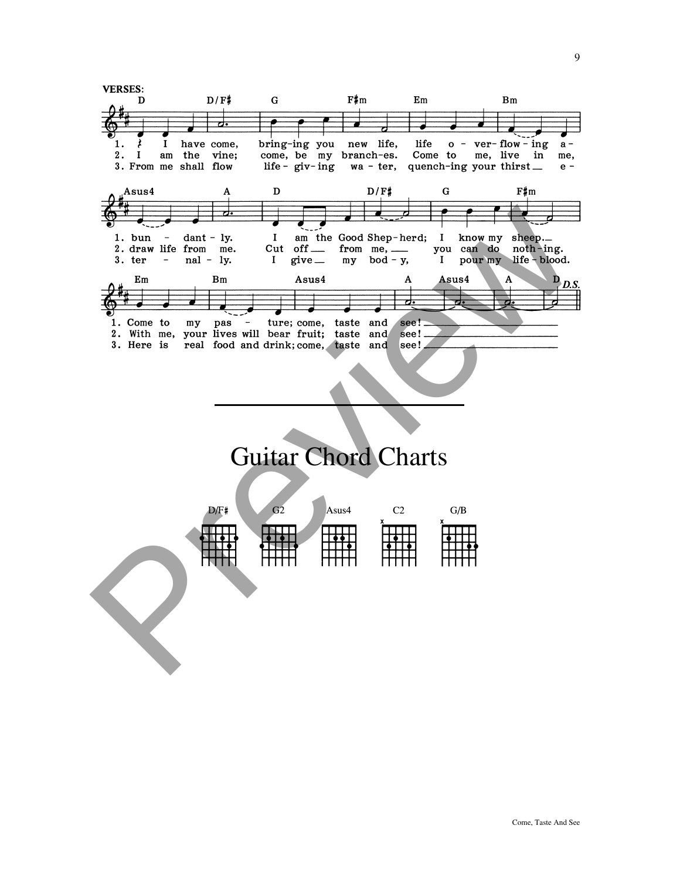**VERSES:**

D D/F♯ G F♯m Em Bm

1. I have come, bring-ing you new life, life o - ver-flow - ing a -
2. I am the vine; come, be my branch-es. Come to me, live in me,
3. From me shall flow life - giv - ing wa - ter, quench-ing your thirst e -

Asus4 A D D/F♯ G F♯m

1. bun - dant - ly. I am the Good Shep - herd; I know my sheep.
2. draw life from me. Cut off from me, you can do noth - ing.
3. ter - nal - ly. I give my bod - y, I pour my life - blood.

Em Bm Asus4 A Asus4 A D *D.S.*

1. Come to my pas - ture; come, taste and see!
2. With me, your lives will bear fruit; taste and see!
3. Here is real food and drink; come, taste and see!

---

# Guitar Chord Charts

D/F♯ G2 Asus4 C2 G/B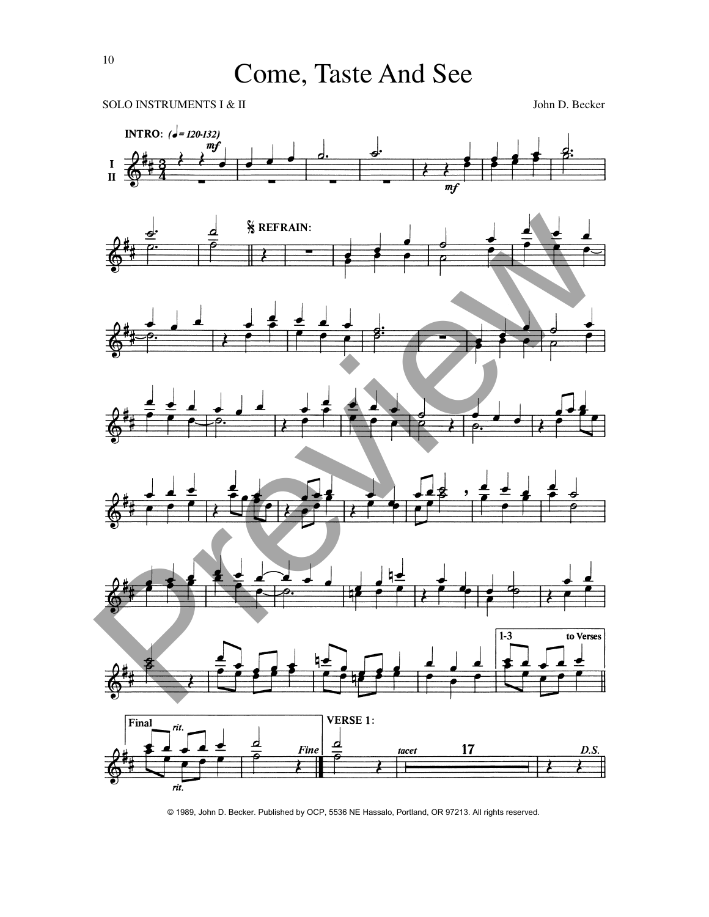# Come, Taste And See

SOLO INSTRUMENTS I & II

John D. Becker

INTRO: (♩= 120-132)

mf

mf

𝄋 REFRAIN:

1-3 to Verses

Final *rit.*

*rit.*

*Fine*

VERSE 1:

*tacet* 17

*D.S.*

© 1989, John D. Becker. Published by OCP, 5536 NE Hassalo, Portland, OR 97213. All rights reserved.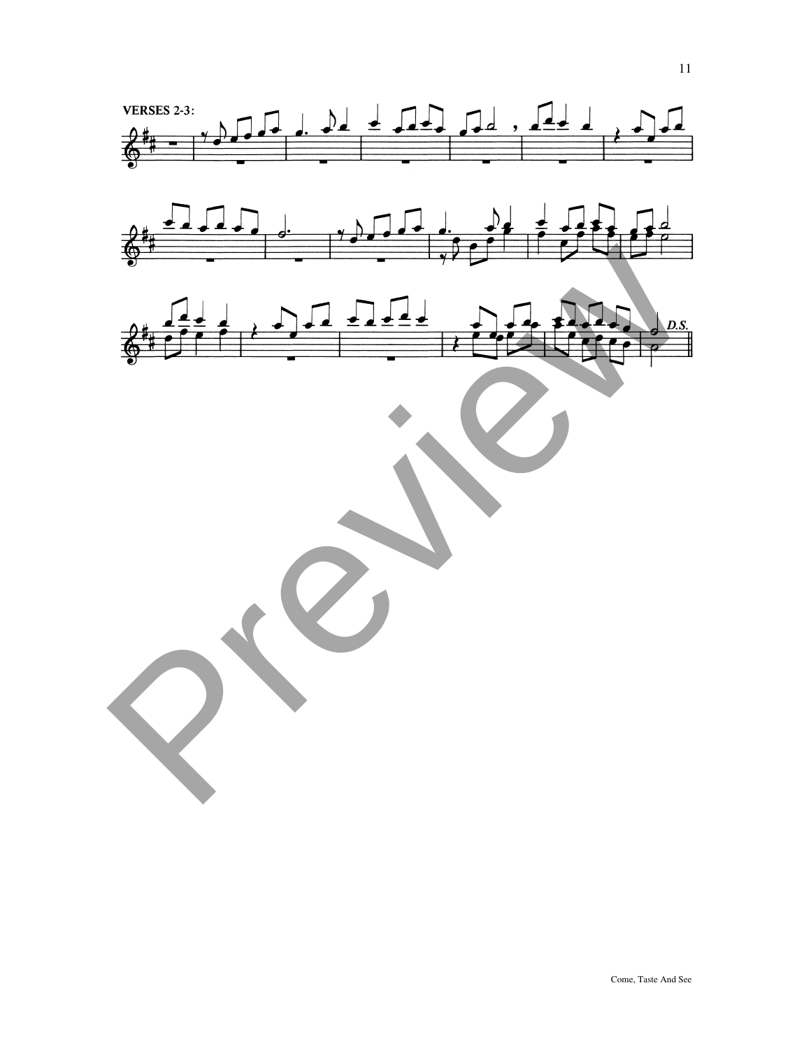**VERSES 2-3:**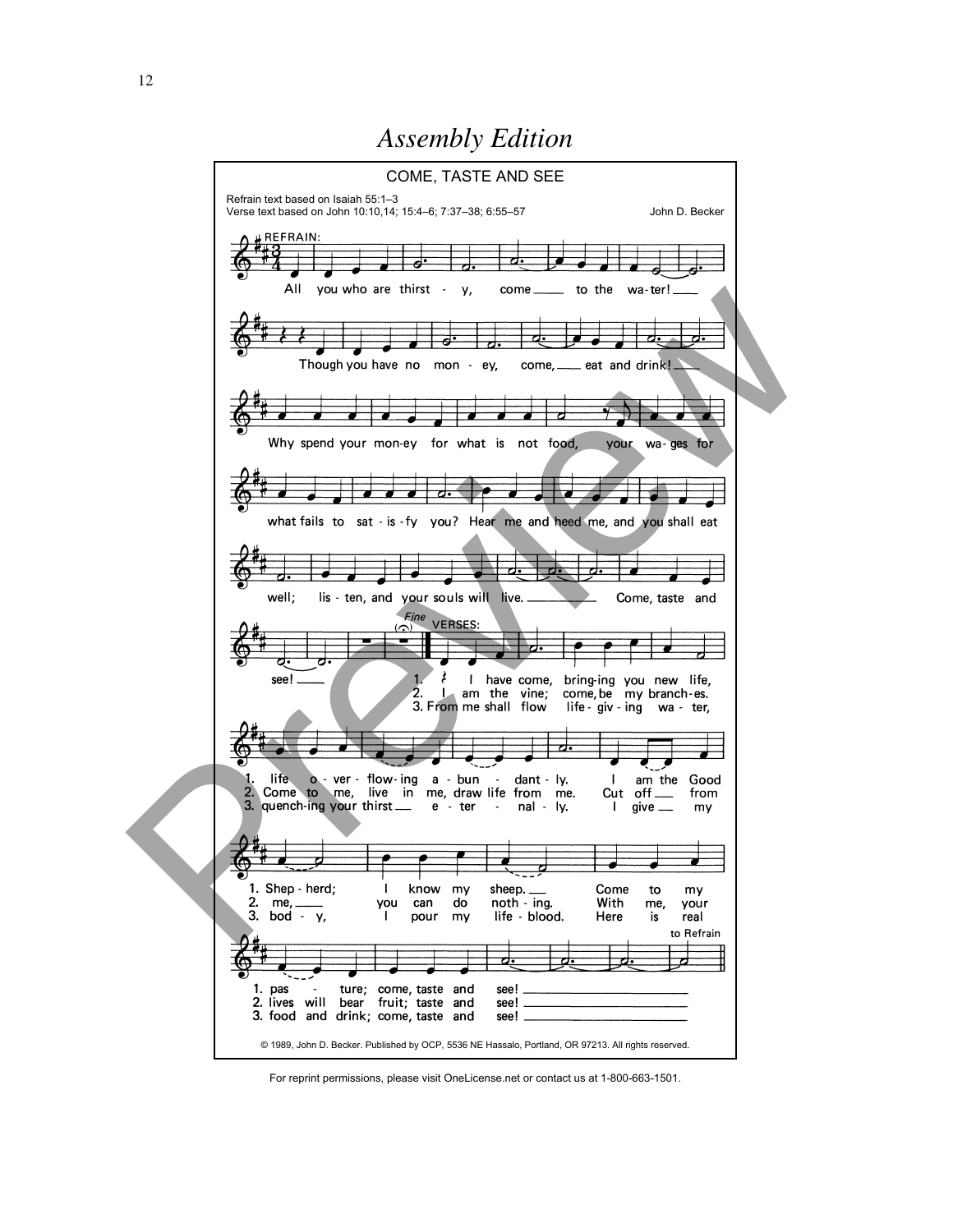# *Assembly Edition*

## COME, TASTE AND SEE

Refrain text based on Isaiah 55:1–3
Verse text based on John 10:10,14; 15:4–6; 7:37–38; 6:55–57

John D. Becker

REFRAIN:

All you who are thirst - y, come to the wa - ter!
Though you have no mon - ey, come, eat and drink!
Why spend your mon-ey for what is not food, your wa - ges for
what fails to sat - is - fy you? Hear me and heed me, and you shall eat
well; lis - ten, and your souls will live. Come, taste and
see!

*Fine*

VERSES:

1. I have come, bring-ing you new life, life o - ver - flow-ing a - bun - dant - ly. I am the Good Shep - herd; I know my sheep. Come to my pas - ture; come, taste and see!
2. I am the vine; come, be my branch-es. Come to me, live in me, draw life from me. Cut off from me, you can do noth - ing. With me, your lives will bear fruit; taste and see!
3. From me shall flow life - giv - ing wa - ter, quench-ing your thirst e - ter - nal - ly. I give my bod - y, I pour my life - blood. Here is real food and drink; come, taste and see!

to Refrain

© 1989, John D. Becker. Published by OCP, 5536 NE Hassalo, Portland, OR 97213. All rights reserved.

For reprint permissions, please visit OneLicense.net or contact us at 1-800-663-1501.